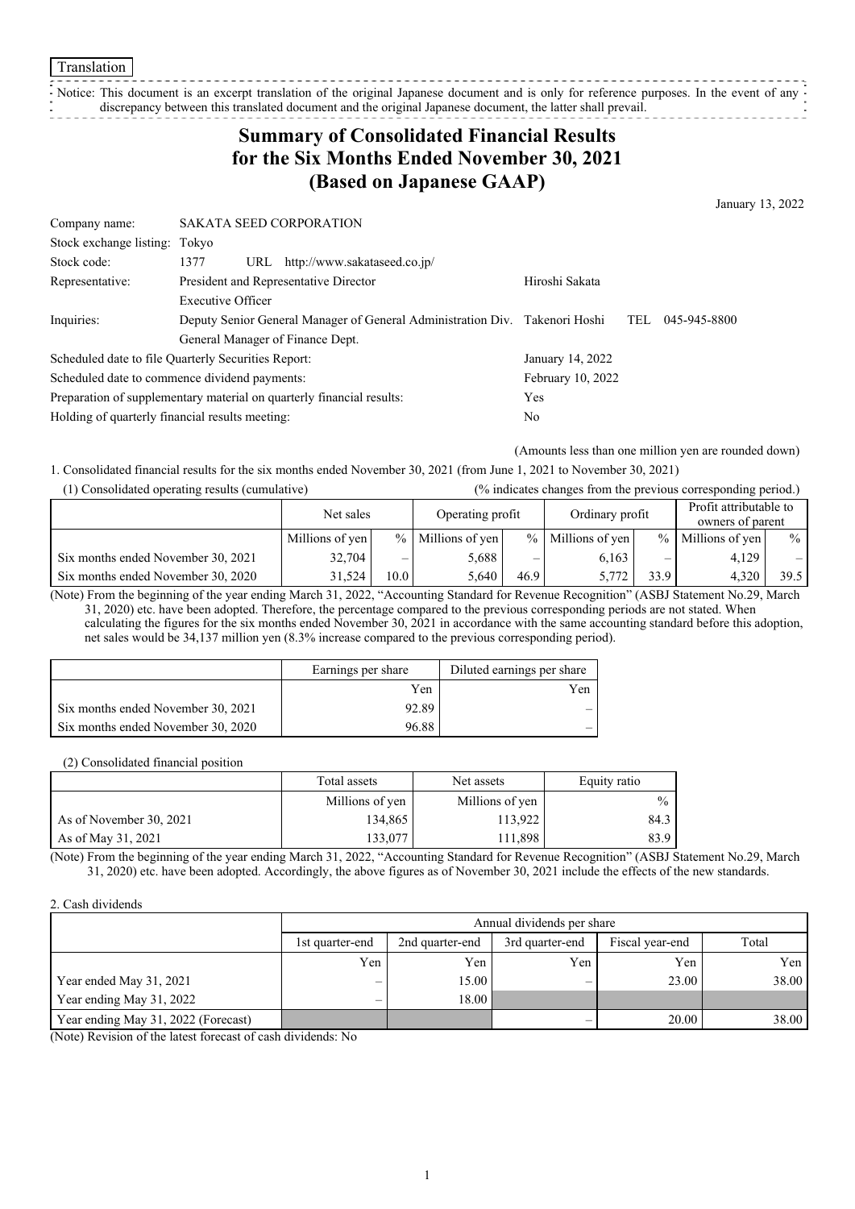Translation

Notice: This document is an excerpt translation of the original Japanese document and is only for reference purposes. In the event of any discrepancy between this translated document and the original Japanese document, the latter shall prevail.

# Summary of Consolidated Financial Results for the Six Months Ended November 30, 2021 (Based on Japanese GAAP)

January 13, 2022

| | | | |
|---|---|---|---|
| Company name: | SAKATA SEED CORPORATION | | |
| Stock exchange listing: | Tokyo | | |
| Stock code: | 1377 URL http://www.sakataseed.co.jp/ | | |
| Representative: | President and Representative Director<br>Executive Officer | Hiroshi Sakata | |
| Inquiries: | Deputy Senior General Manager of General Administration Div.<br>General Manager of Finance Dept. | Takenori Hoshi | TEL 045-945-8800 |
| Scheduled date to file Quarterly Securities Report: | | January 14, 2022 | |
| Scheduled date to commence dividend payments: | | February 10, 2022 | |
| Preparation of supplementary material on quarterly financial results: | | Yes | |
| Holding of quarterly financial results meeting: | | No | |

(Amounts less than one million yen are rounded down)

1. Consolidated financial results for the six months ended November 30, 2021 (from June 1, 2021 to November 30, 2021)

(1) Consolidated operating results (cumulative)

(% indicates changes from the previous corresponding period.)

| | Net sales | | Operating profit | | Ordinary profit | | Profit attributable to owners of parent | |
|---|---|---|---|---|---|---|---|---|
| | Millions of yen | % | Millions of yen | % | Millions of yen | % | Millions of yen | % |
| Six months ended November 30, 2021 | 32,704 | – | 5,688 | – | 6,163 | – | 4,129 | – |
| Six months ended November 30, 2020 | 31,524 | 10.0 | 5,640 | 46.9 | 5,772 | 33.9 | 4,320 | 39.5 |

(Note) From the beginning of the year ending March 31, 2022, "Accounting Standard for Revenue Recognition" (ASBJ Statement No.29, March 31, 2020) etc. have been adopted. Therefore, the percentage compared to the previous corresponding periods are not stated. When calculating the figures for the six months ended November 30, 2021 in accordance with the same accounting standard before this adoption, net sales would be 34,137 million yen (8.3% increase compared to the previous corresponding period).

| | Earnings per share | Diluted earnings per share |
|---|---|---|
| | Yen | Yen |
| Six months ended November 30, 2021 | 92.89 | – |
| Six months ended November 30, 2020 | 96.88 | – |

(2) Consolidated financial position

| | Total assets | Net assets | Equity ratio |
|---|---|---|---|
| | Millions of yen | Millions of yen | % |
| As of November 30, 2021 | 134,865 | 113,922 | 84.3 |
| As of May 31, 2021 | 133,077 | 111,898 | 83.9 |

(Note) From the beginning of the year ending March 31, 2022, "Accounting Standard for Revenue Recognition" (ASBJ Statement No.29, March 31, 2020) etc. have been adopted. Accordingly, the above figures as of November 30, 2021 include the effects of the new standards.

2. Cash dividends

| | Annual dividends per share | | | | |
|---|---|---|---|---|---|
| | 1st quarter-end | 2nd quarter-end | 3rd quarter-end | Fiscal year-end | Total |
| | Yen | Yen | Yen | Yen | Yen |
| Year ended May 31, 2021 | – | 15.00 | – | 23.00 | 38.00 |
| Year ending May 31, 2022 | – | 18.00 | | | |
| Year ending May 31, 2022 (Forecast) | | | – | 20.00 | 38.00 |

(Note) Revision of the latest forecast of cash dividends: No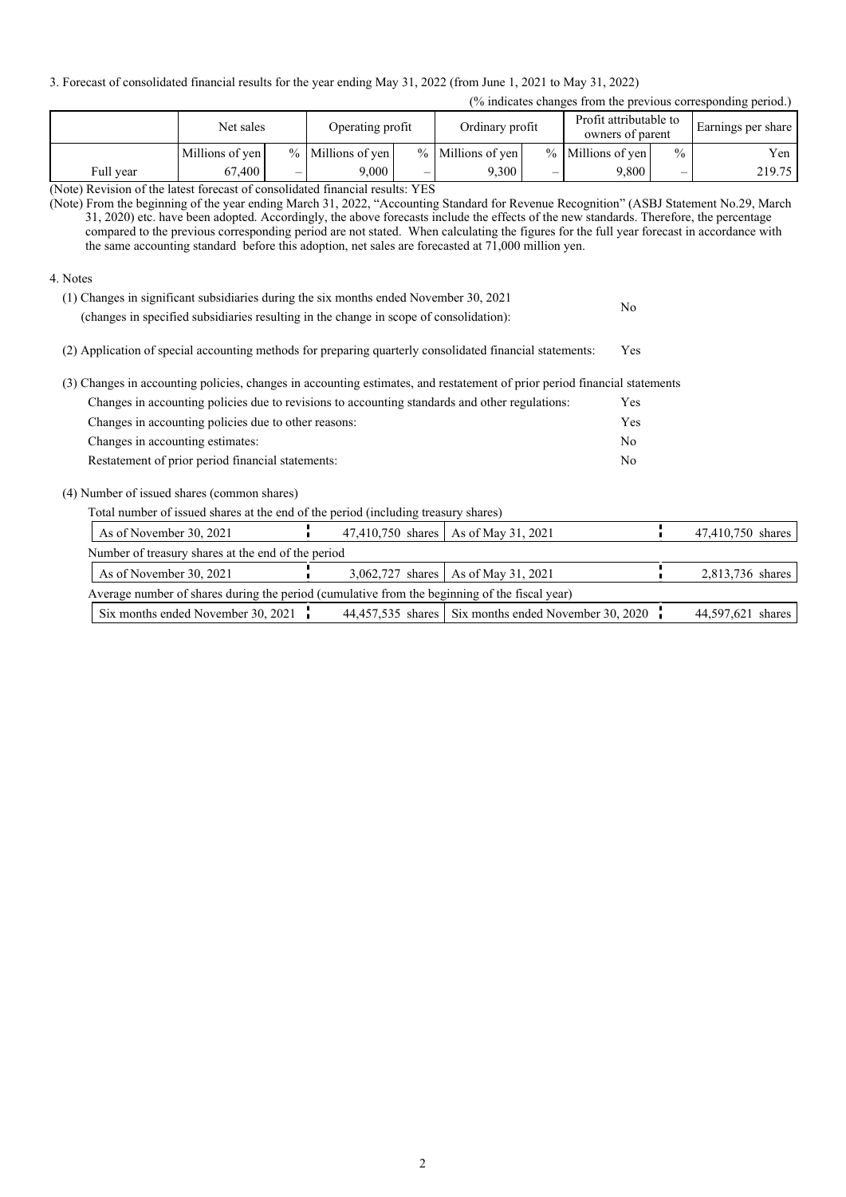3. Forecast of consolidated financial results for the year ending May 31, 2022 (from June 1, 2021 to May 31, 2022)

(% indicates changes from the previous corresponding period.)

| | Net sales | | Operating profit | | Ordinary profit | | Profit attributable to owners of parent | | Earnings per share |
|---|---|---|---|---|---|---|---|---|---|
| | Millions of yen | % | Millions of yen | % | Millions of yen | % | Millions of yen | % | Yen |
| Full year | 67,400 | – | 9,000 | – | 9,300 | – | 9,800 | – | 219.75 |

(Note) Revision of the latest forecast of consolidated financial results: YES

(Note) From the beginning of the year ending March 31, 2022, "Accounting Standard for Revenue Recognition" (ASBJ Statement No.29, March 31, 2020) etc. have been adopted. Accordingly, the above forecasts include the effects of the new standards. Therefore, the percentage compared to the previous corresponding period are not stated. When calculating the figures for the full year forecast in accordance with the same accounting standard before this adoption, net sales are forecasted at 71,000 million yen.

4. Notes

(1) Changes in significant subsidiaries during the six months ended November 30, 2021 (changes in specified subsidiaries resulting in the change in scope of consolidation): No

(2) Application of special accounting methods for preparing quarterly consolidated financial statements: Yes

(3) Changes in accounting policies, changes in accounting estimates, and restatement of prior period financial statements

| | |
|---|---|
| Changes in accounting policies due to revisions to accounting standards and other regulations: | Yes |
| Changes in accounting policies due to other reasons: | Yes |
| Changes in accounting estimates: | No |
| Restatement of prior period financial statements: | No |

(4) Number of issued shares (common shares)

Total number of issued shares at the end of the period (including treasury shares)

| | | | |
|---|---|---|---|
| As of November 30, 2021 | 47,410,750 shares | As of May 31, 2021 | 47,410,750 shares |

Number of treasury shares at the end of the period

| | | | |
|---|---|---|---|
| As of November 30, 2021 | 3,062,727 shares | As of May 31, 2021 | 2,813,736 shares |

Average number of shares during the period (cumulative from the beginning of the fiscal year)

| | | | |
|---|---|---|---|
| Six months ended November 30, 2021 | 44,457,535 shares | Six months ended November 30, 2020 | 44,597,621 shares |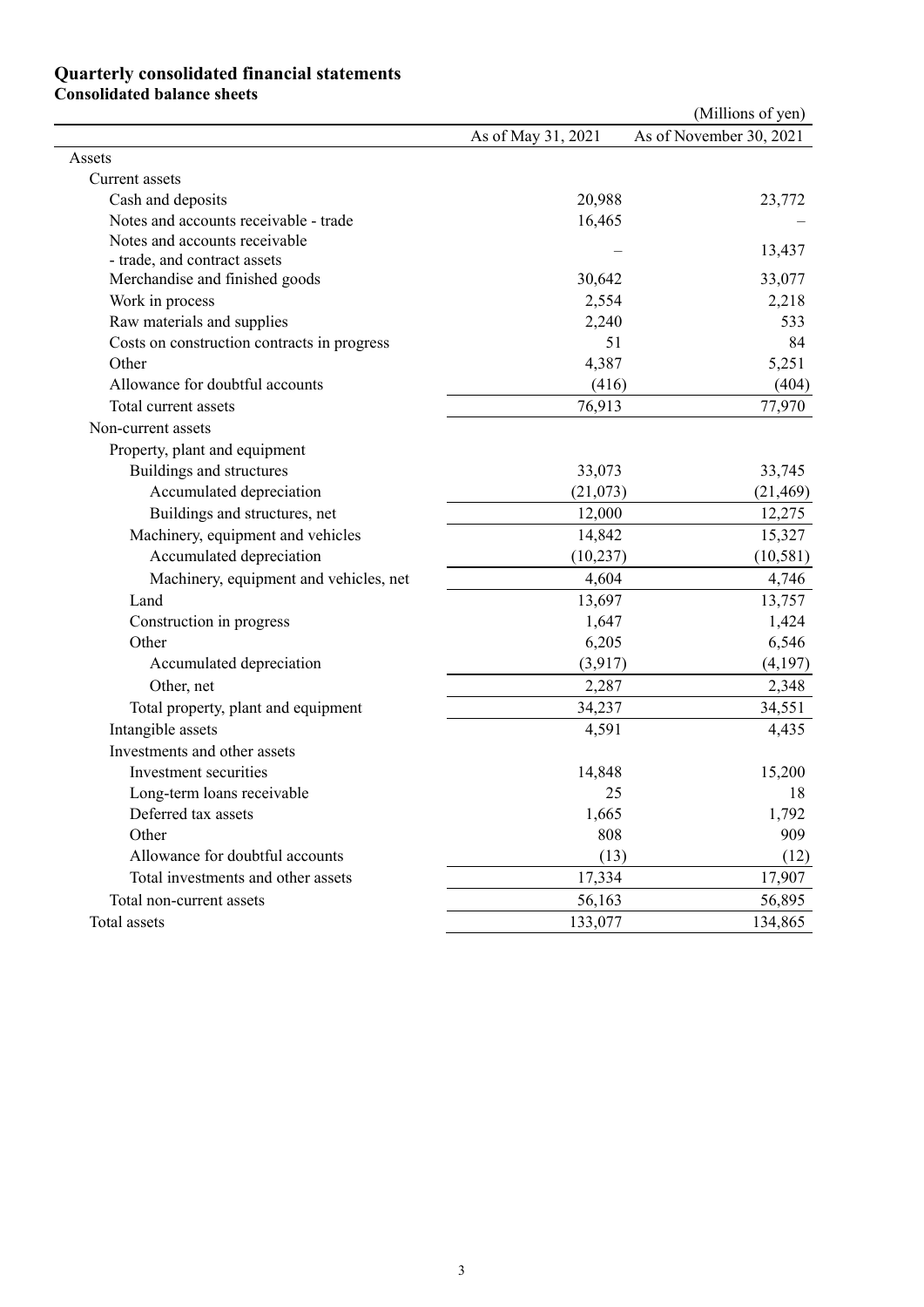# Quarterly consolidated financial statements

## Consolidated balance sheets

(Millions of yen)

| | As of May 31, 2021 | As of November 30, 2021 |
|---|---|---|
| Assets | | |
| Current assets | | |
| Cash and deposits | 20,988 | 23,772 |
| Notes and accounts receivable - trade | 16,465 | – |
| Notes and accounts receivable - trade, and contract assets | – | 13,437 |
| Merchandise and finished goods | 30,642 | 33,077 |
| Work in process | 2,554 | 2,218 |
| Raw materials and supplies | 2,240 | 533 |
| Costs on construction contracts in progress | 51 | 84 |
| Other | 4,387 | 5,251 |
| Allowance for doubtful accounts | (416) | (404) |
| Total current assets | 76,913 | 77,970 |
| Non-current assets | | |
| Property, plant and equipment | | |
| Buildings and structures | 33,073 | 33,745 |
| Accumulated depreciation | (21,073) | (21,469) |
| Buildings and structures, net | 12,000 | 12,275 |
| Machinery, equipment and vehicles | 14,842 | 15,327 |
| Accumulated depreciation | (10,237) | (10,581) |
| Machinery, equipment and vehicles, net | 4,604 | 4,746 |
| Land | 13,697 | 13,757 |
| Construction in progress | 1,647 | 1,424 |
| Other | 6,205 | 6,546 |
| Accumulated depreciation | (3,917) | (4,197) |
| Other, net | 2,287 | 2,348 |
| Total property, plant and equipment | 34,237 | 34,551 |
| Intangible assets | 4,591 | 4,435 |
| Investments and other assets | | |
| Investment securities | 14,848 | 15,200 |
| Long-term loans receivable | 25 | 18 |
| Deferred tax assets | 1,665 | 1,792 |
| Other | 808 | 909 |
| Allowance for doubtful accounts | (13) | (12) |
| Total investments and other assets | 17,334 | 17,907 |
| Total non-current assets | 56,163 | 56,895 |
| Total assets | 133,077 | 134,865 |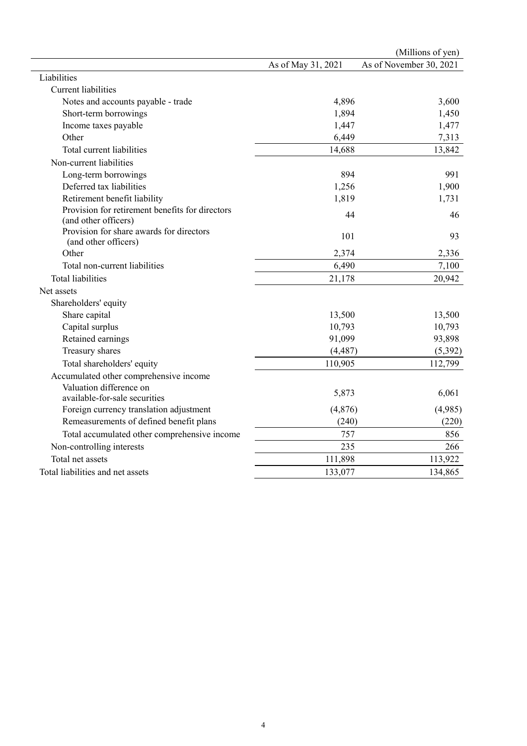(Millions of yen)

| | As of May 31, 2021 | As of November 30, 2021 |
|---|---|---|
| Liabilities | | |
| Current liabilities | | |
| Notes and accounts payable - trade | 4,896 | 3,600 |
| Short-term borrowings | 1,894 | 1,450 |
| Income taxes payable | 1,447 | 1,477 |
| Other | 6,449 | 7,313 |
| Total current liabilities | 14,688 | 13,842 |
| Non-current liabilities | | |
| Long-term borrowings | 894 | 991 |
| Deferred tax liabilities | 1,256 | 1,900 |
| Retirement benefit liability | 1,819 | 1,731 |
| Provision for retirement benefits for directors (and other officers) | 44 | 46 |
| Provision for share awards for directors (and other officers) | 101 | 93 |
| Other | 2,374 | 2,336 |
| Total non-current liabilities | 6,490 | 7,100 |
| Total liabilities | 21,178 | 20,942 |
| Net assets | | |
| Shareholders' equity | | |
| Share capital | 13,500 | 13,500 |
| Capital surplus | 10,793 | 10,793 |
| Retained earnings | 91,099 | 93,898 |
| Treasury shares | (4,487) | (5,392) |
| Total shareholders' equity | 110,905 | 112,799 |
| Accumulated other comprehensive income | | |
| Valuation difference on available-for-sale securities | 5,873 | 6,061 |
| Foreign currency translation adjustment | (4,876) | (4,985) |
| Remeasurements of defined benefit plans | (240) | (220) |
| Total accumulated other comprehensive income | 757 | 856 |
| Non-controlling interests | 235 | 266 |
| Total net assets | 111,898 | 113,922 |
| Total liabilities and net assets | 133,077 | 134,865 |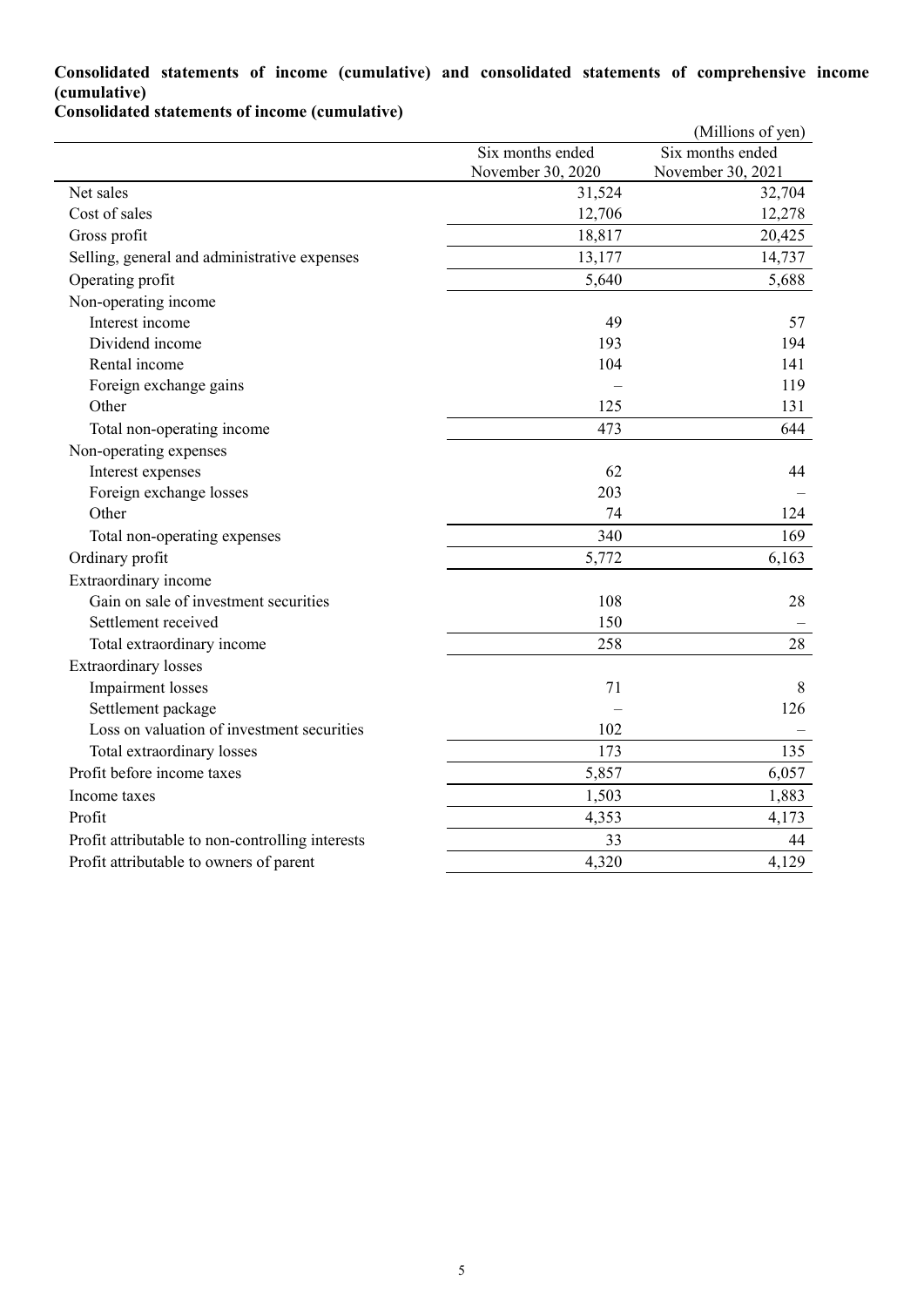**Consolidated statements of income (cumulative) and consolidated statements of comprehensive income (cumulative)**

**Consolidated statements of income (cumulative)**

(Millions of yen)

| | Six months ended November 30, 2020 | Six months ended November 30, 2021 |
|---|---|---|
| Net sales | 31,524 | 32,704 |
| Cost of sales | 12,706 | 12,278 |
| Gross profit | 18,817 | 20,425 |
| Selling, general and administrative expenses | 13,177 | 14,737 |
| Operating profit | 5,640 | 5,688 |
| Non-operating income | | |
| Interest income | 49 | 57 |
| Dividend income | 193 | 194 |
| Rental income | 104 | 141 |
| Foreign exchange gains | – | 119 |
| Other | 125 | 131 |
| Total non-operating income | 473 | 644 |
| Non-operating expenses | | |
| Interest expenses | 62 | 44 |
| Foreign exchange losses | 203 | – |
| Other | 74 | 124 |
| Total non-operating expenses | 340 | 169 |
| Ordinary profit | 5,772 | 6,163 |
| Extraordinary income | | |
| Gain on sale of investment securities | 108 | 28 |
| Settlement received | 150 | – |
| Total extraordinary income | 258 | 28 |
| Extraordinary losses | | |
| Impairment losses | 71 | 8 |
| Settlement package | – | 126 |
| Loss on valuation of investment securities | 102 | – |
| Total extraordinary losses | 173 | 135 |
| Profit before income taxes | 5,857 | 6,057 |
| Income taxes | 1,503 | 1,883 |
| Profit | 4,353 | 4,173 |
| Profit attributable to non-controlling interests | 33 | 44 |
| Profit attributable to owners of parent | 4,320 | 4,129 |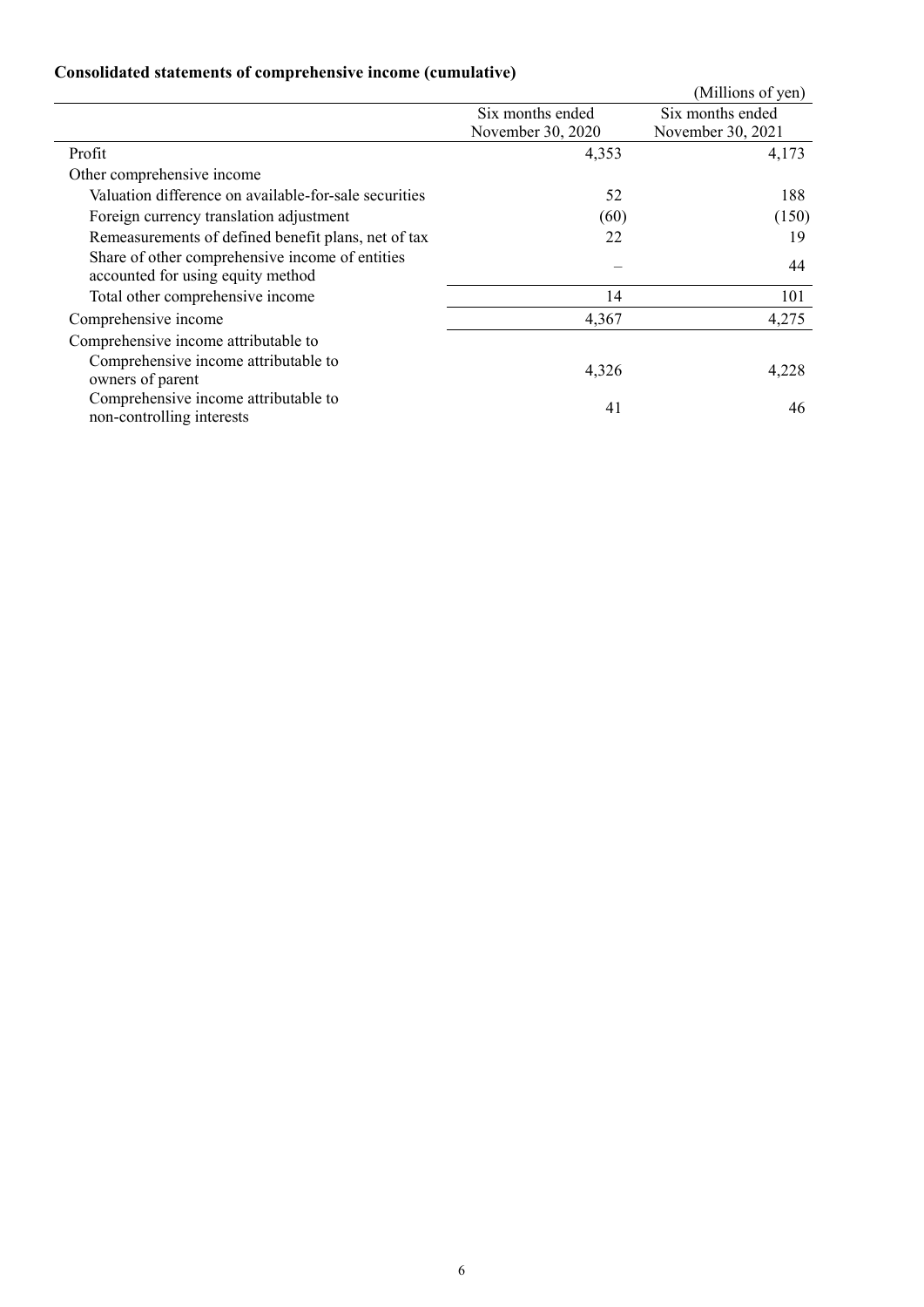**Consolidated statements of comprehensive income (cumulative)**

(Millions of yen)

| | Six months ended November 30, 2020 | Six months ended November 30, 2021 |
|---|---|---|
| Profit | 4,353 | 4,173 |
| Other comprehensive income | | |
| Valuation difference on available-for-sale securities | 52 | 188 |
| Foreign currency translation adjustment | (60) | (150) |
| Remeasurements of defined benefit plans, net of tax | 22 | 19 |
| Share of other comprehensive income of entities accounted for using equity method | – | 44 |
| Total other comprehensive income | 14 | 101 |
| Comprehensive income | 4,367 | 4,275 |
| Comprehensive income attributable to | | |
| Comprehensive income attributable to owners of parent | 4,326 | 4,228 |
| Comprehensive income attributable to non-controlling interests | 41 | 46 |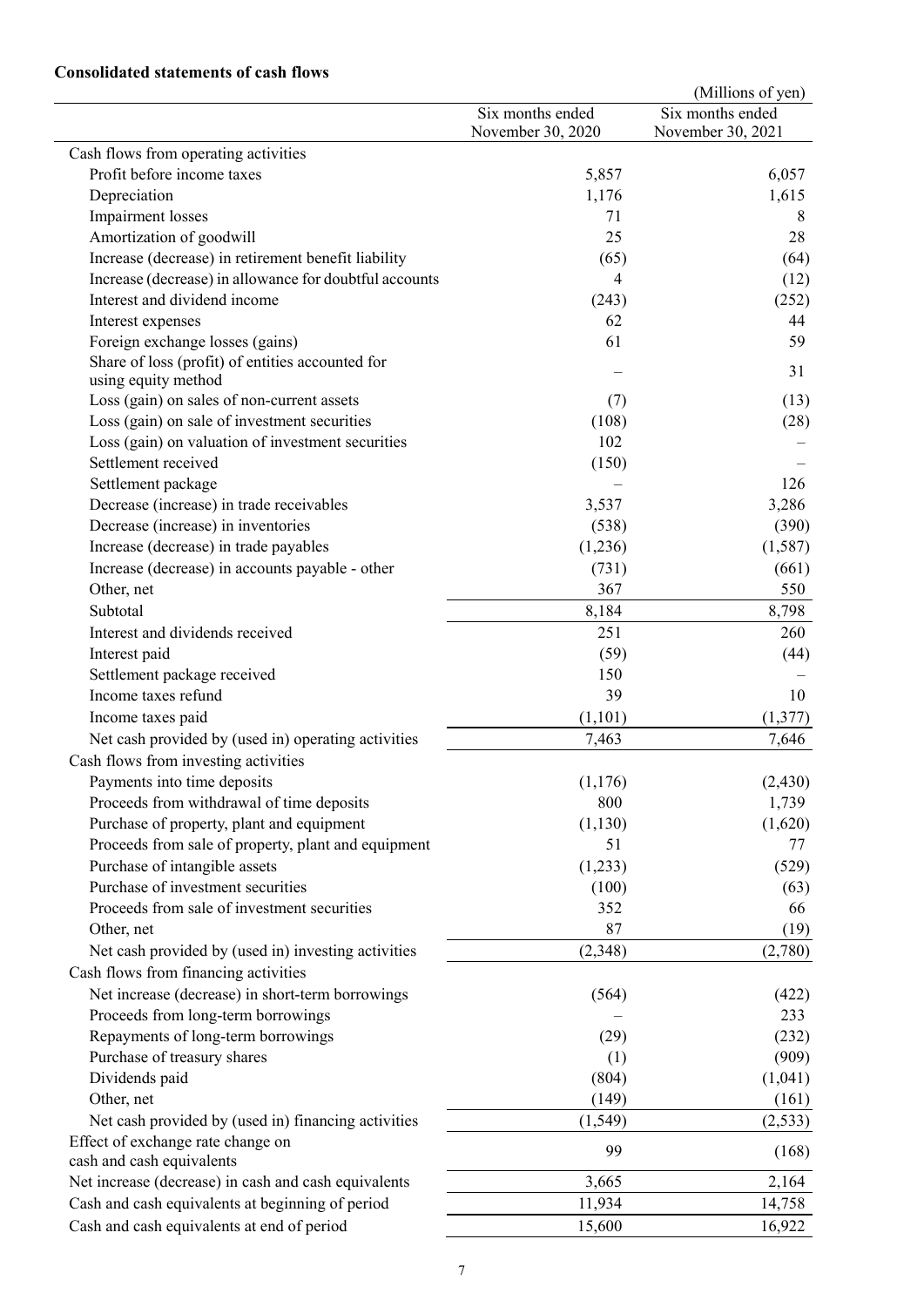**Consolidated statements of cash flows**

(Millions of yen)

| | Six months ended November 30, 2020 | Six months ended November 30, 2021 |
|---|---|---|
| Cash flows from operating activities | | |
| Profit before income taxes | 5,857 | 6,057 |
| Depreciation | 1,176 | 1,615 |
| Impairment losses | 71 | 8 |
| Amortization of goodwill | 25 | 28 |
| Increase (decrease) in retirement benefit liability | (65) | (64) |
| Increase (decrease) in allowance for doubtful accounts | 4 | (12) |
| Interest and dividend income | (243) | (252) |
| Interest expenses | 62 | 44 |
| Foreign exchange losses (gains) | 61 | 59 |
| Share of loss (profit) of entities accounted for using equity method | – | 31 |
| Loss (gain) on sales of non-current assets | (7) | (13) |
| Loss (gain) on sale of investment securities | (108) | (28) |
| Loss (gain) on valuation of investment securities | 102 | – |
| Settlement received | (150) | – |
| Settlement package | – | 126 |
| Decrease (increase) in trade receivables | 3,537 | 3,286 |
| Decrease (increase) in inventories | (538) | (390) |
| Increase (decrease) in trade payables | (1,236) | (1,587) |
| Increase (decrease) in accounts payable - other | (731) | (661) |
| Other, net | 367 | 550 |
| Subtotal | 8,184 | 8,798 |
| Interest and dividends received | 251 | 260 |
| Interest paid | (59) | (44) |
| Settlement package received | 150 | – |
| Income taxes refund | 39 | 10 |
| Income taxes paid | (1,101) | (1,377) |
| Net cash provided by (used in) operating activities | 7,463 | 7,646 |
| Cash flows from investing activities | | |
| Payments into time deposits | (1,176) | (2,430) |
| Proceeds from withdrawal of time deposits | 800 | 1,739 |
| Purchase of property, plant and equipment | (1,130) | (1,620) |
| Proceeds from sale of property, plant and equipment | 51 | 77 |
| Purchase of intangible assets | (1,233) | (529) |
| Purchase of investment securities | (100) | (63) |
| Proceeds from sale of investment securities | 352 | 66 |
| Other, net | 87 | (19) |
| Net cash provided by (used in) investing activities | (2,348) | (2,780) |
| Cash flows from financing activities | | |
| Net increase (decrease) in short-term borrowings | (564) | (422) |
| Proceeds from long-term borrowings | – | 233 |
| Repayments of long-term borrowings | (29) | (232) |
| Purchase of treasury shares | (1) | (909) |
| Dividends paid | (804) | (1,041) |
| Other, net | (149) | (161) |
| Net cash provided by (used in) financing activities | (1,549) | (2,533) |
| Effect of exchange rate change on cash and cash equivalents | 99 | (168) |
| Net increase (decrease) in cash and cash equivalents | 3,665 | 2,164 |
| Cash and cash equivalents at beginning of period | 11,934 | 14,758 |
| Cash and cash equivalents at end of period | 15,600 | 16,922 |